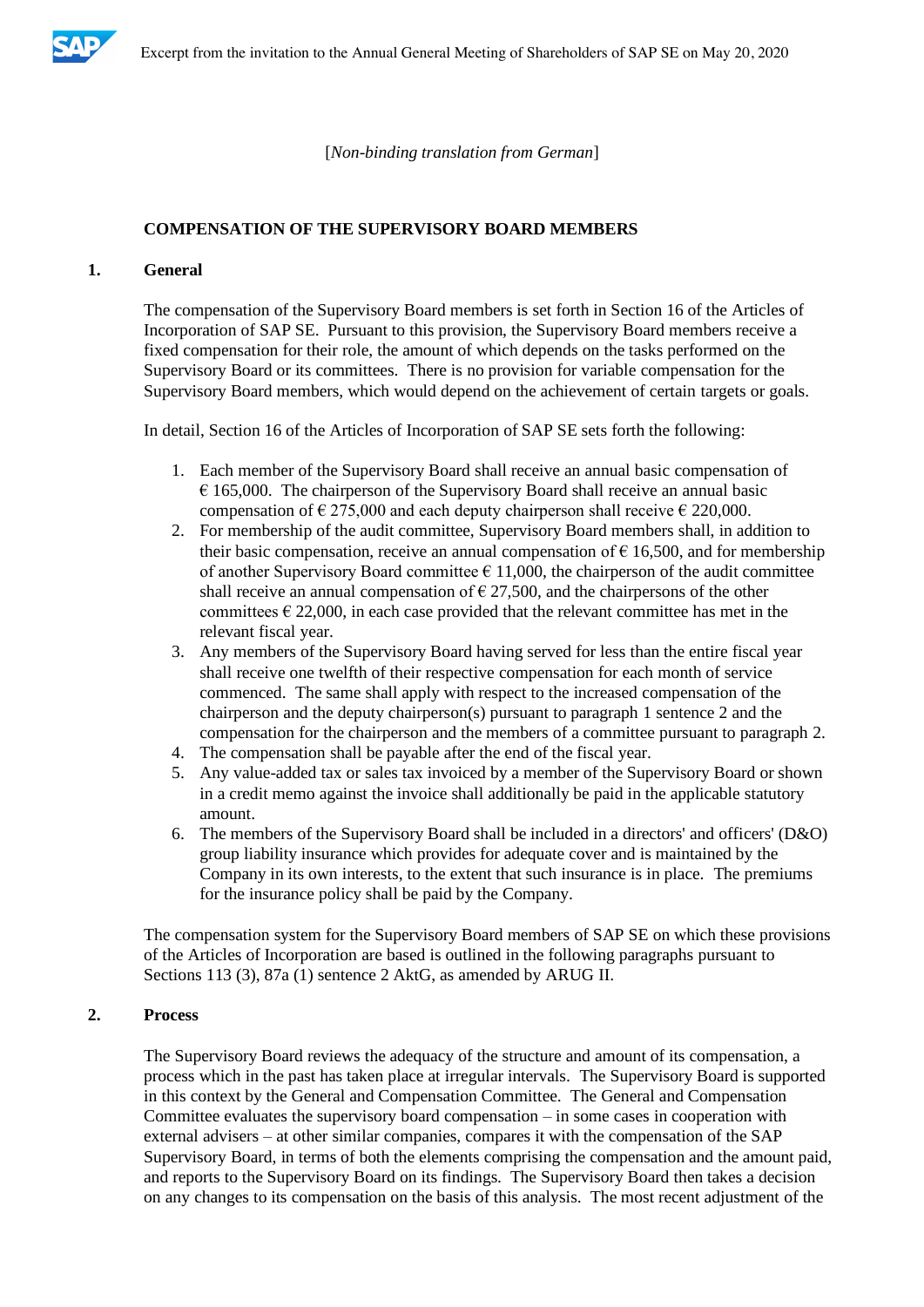[*Non-binding translation from German*]

## COMPENSATION OF THE SUPERVISORY BOARD MEMBERS

### 1. General

The compensation of the Supervisory Board members is set forth in Section 16 of the Articles of Incorporation of SAP SE. Pursuant to this provision, the Supervisory Board members receive a fixed compensation for their role, the amount of which depends on the tasks performed on the Supervisory Board or its committees. There is no provision for variable compensation for the Supervisory Board members, which would depend on the achievement of certain targets or goals.

In detail, Section 16 of the Articles of Incorporation of SAP SE sets forth the following:

1. Each member of the Supervisory Board shall receive an annual basic compensation of € 165,000. The chairperson of the Supervisory Board shall receive an annual basic compensation of € 275,000 and each deputy chairperson shall receive € 220,000.
2. For membership of the audit committee, Supervisory Board members shall, in addition to their basic compensation, receive an annual compensation of € 16,500, and for membership of another Supervisory Board committee € 11,000, the chairperson of the audit committee shall receive an annual compensation of € 27,500, and the chairpersons of the other committees € 22,000, in each case provided that the relevant committee has met in the relevant fiscal year.
3. Any members of the Supervisory Board having served for less than the entire fiscal year shall receive one twelfth of their respective compensation for each month of service commenced. The same shall apply with respect to the increased compensation of the chairperson and the deputy chairperson(s) pursuant to paragraph 1 sentence 2 and the compensation for the chairperson and the members of a committee pursuant to paragraph 2.
4. The compensation shall be payable after the end of the fiscal year.
5. Any value-added tax or sales tax invoiced by a member of the Supervisory Board or shown in a credit memo against the invoice shall additionally be paid in the applicable statutory amount.
6. The members of the Supervisory Board shall be included in a directors' and officers' (D&O) group liability insurance which provides for adequate cover and is maintained by the Company in its own interests, to the extent that such insurance is in place. The premiums for the insurance policy shall be paid by the Company.

The compensation system for the Supervisory Board members of SAP SE on which these provisions of the Articles of Incorporation are based is outlined in the following paragraphs pursuant to Sections 113 (3), 87a (1) sentence 2 AktG, as amended by ARUG II.

### 2. Process

The Supervisory Board reviews the adequacy of the structure and amount of its compensation, a process which in the past has taken place at irregular intervals. The Supervisory Board is supported in this context by the General and Compensation Committee. The General and Compensation Committee evaluates the supervisory board compensation – in some cases in cooperation with external advisers – at other similar companies, compares it with the compensation of the SAP Supervisory Board, in terms of both the elements comprising the compensation and the amount paid, and reports to the Supervisory Board on its findings. The Supervisory Board then takes a decision on any changes to its compensation on the basis of this analysis. The most recent adjustment of the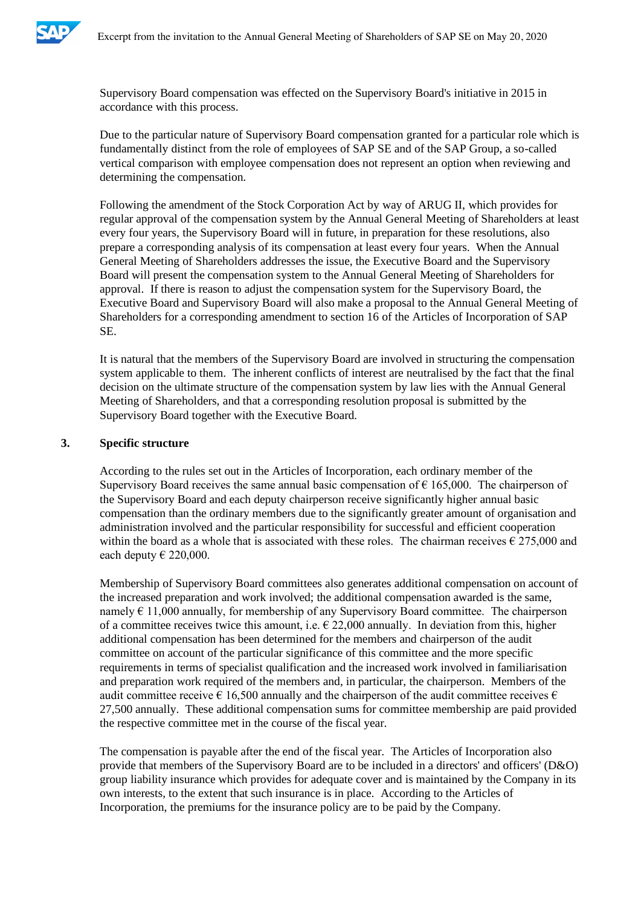Supervisory Board compensation was effected on the Supervisory Board's initiative in 2015 in accordance with this process.

Due to the particular nature of Supervisory Board compensation granted for a particular role which is fundamentally distinct from the role of employees of SAP SE and of the SAP Group, a so-called vertical comparison with employee compensation does not represent an option when reviewing and determining the compensation.

Following the amendment of the Stock Corporation Act by way of ARUG II, which provides for regular approval of the compensation system by the Annual General Meeting of Shareholders at least every four years, the Supervisory Board will in future, in preparation for these resolutions, also prepare a corresponding analysis of its compensation at least every four years. When the Annual General Meeting of Shareholders addresses the issue, the Executive Board and the Supervisory Board will present the compensation system to the Annual General Meeting of Shareholders for approval. If there is reason to adjust the compensation system for the Supervisory Board, the Executive Board and Supervisory Board will also make a proposal to the Annual General Meeting of Shareholders for a corresponding amendment to section 16 of the Articles of Incorporation of SAP SE.

It is natural that the members of the Supervisory Board are involved in structuring the compensation system applicable to them. The inherent conflicts of interest are neutralised by the fact that the final decision on the ultimate structure of the compensation system by law lies with the Annual General Meeting of Shareholders, and that a corresponding resolution proposal is submitted by the Supervisory Board together with the Executive Board.

## 3. Specific structure

According to the rules set out in the Articles of Incorporation, each ordinary member of the Supervisory Board receives the same annual basic compensation of € 165,000. The chairperson of the Supervisory Board and each deputy chairperson receive significantly higher annual basic compensation than the ordinary members due to the significantly greater amount of organisation and administration involved and the particular responsibility for successful and efficient cooperation within the board as a whole that is associated with these roles. The chairman receives € 275,000 and each deputy € 220,000.

Membership of Supervisory Board committees also generates additional compensation on account of the increased preparation and work involved; the additional compensation awarded is the same, namely € 11,000 annually, for membership of any Supervisory Board committee. The chairperson of a committee receives twice this amount, i.e. € 22,000 annually. In deviation from this, higher additional compensation has been determined for the members and chairperson of the audit committee on account of the particular significance of this committee and the more specific requirements in terms of specialist qualification and the increased work involved in familiarisation and preparation work required of the members and, in particular, the chairperson. Members of the audit committee receive € 16,500 annually and the chairperson of the audit committee receives € 27,500 annually. These additional compensation sums for committee membership are paid provided the respective committee met in the course of the fiscal year.

The compensation is payable after the end of the fiscal year. The Articles of Incorporation also provide that members of the Supervisory Board are to be included in a directors' and officers' (D&O) group liability insurance which provides for adequate cover and is maintained by the Company in its own interests, to the extent that such insurance is in place. According to the Articles of Incorporation, the premiums for the insurance policy are to be paid by the Company.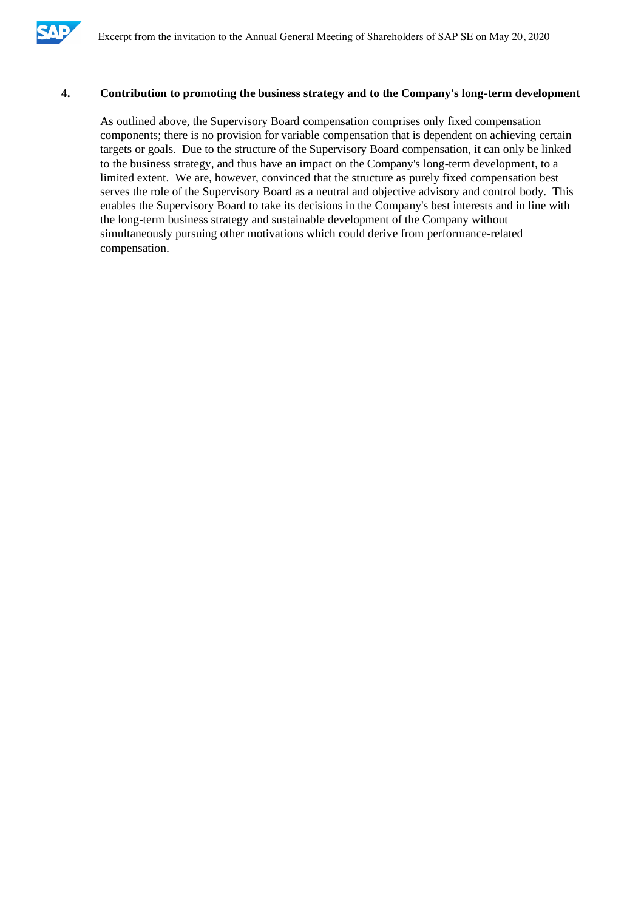## 4. Contribution to promoting the business strategy and to the Company's long-term development

As outlined above, the Supervisory Board compensation comprises only fixed compensation components; there is no provision for variable compensation that is dependent on achieving certain targets or goals. Due to the structure of the Supervisory Board compensation, it can only be linked to the business strategy, and thus have an impact on the Company's long-term development, to a limited extent. We are, however, convinced that the structure as purely fixed compensation best serves the role of the Supervisory Board as a neutral and objective advisory and control body. This enables the Supervisory Board to take its decisions in the Company's best interests and in line with the long-term business strategy and sustainable development of the Company without simultaneously pursuing other motivations which could derive from performance-related compensation.